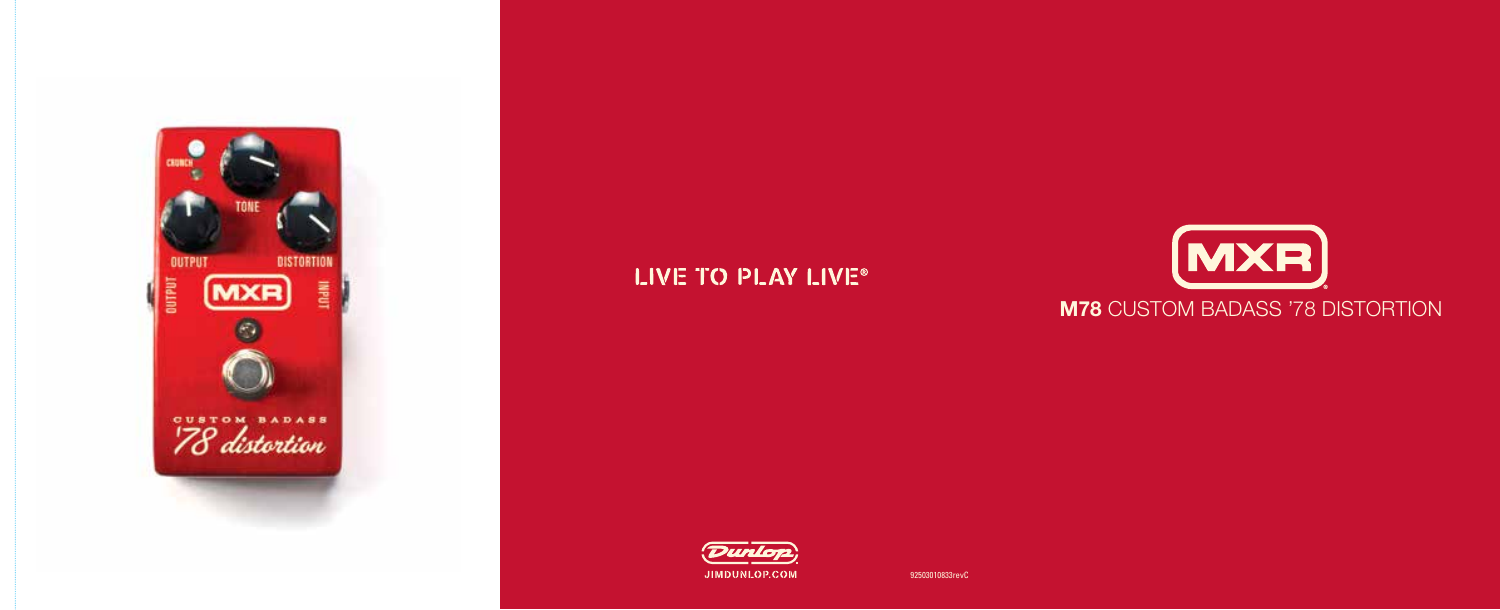LIVE TO PLAY LIVE®

# MXR

## M78 CUSTOM BADASS '78 DISTORTION

Dunlop

JIMDUNLOP.COM

92503010833revC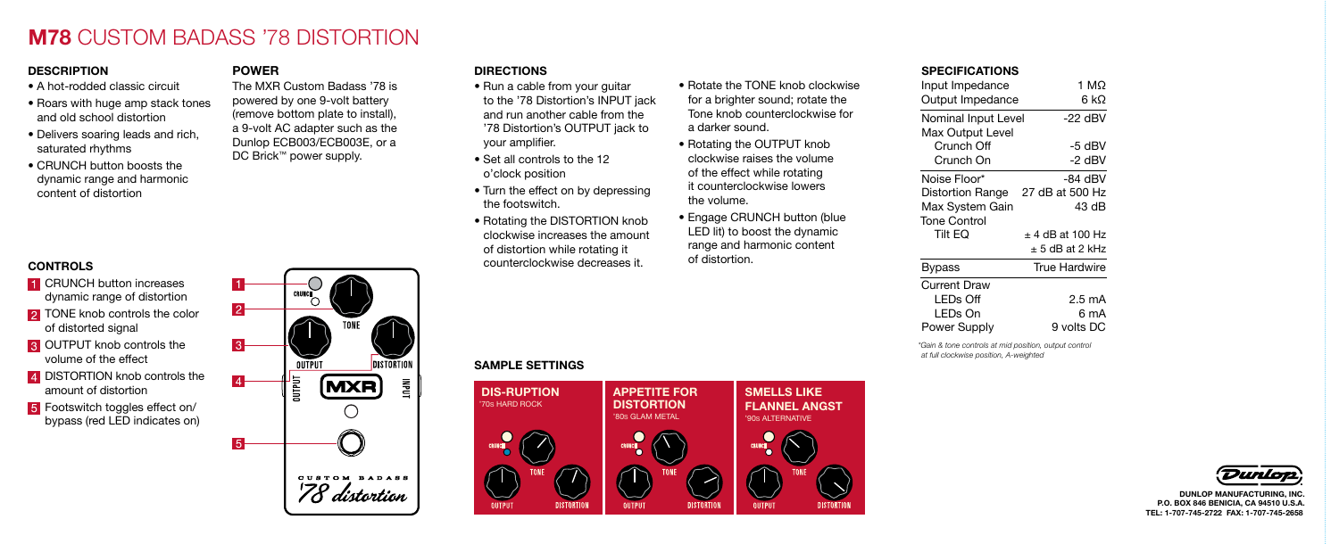# M78 CUSTOM BADASS '78 DISTORTION

### DESCRIPTION

- A hot-rodded classic circuit
- Roars with huge amp stack tones and old school distortion
- Delivers soaring leads and rich, saturated rhythms
- CRUNCH button boosts the dynamic range and harmonic content of distortion

### POWER

The MXR Custom Badass '78 is powered by one 9-volt battery (remove bottom plate to install), a 9-volt AC adapter such as the Dunlop ECB003/ECB003E, or a DC Brick™ power supply.

### CONTROLS

1. CRUNCH button increases dynamic range of distortion
2. TONE knob controls the color of distorted signal
3. OUTPUT knob controls the volume of the effect
4. DISTORTION knob controls the amount of distortion
5. Footswitch toggles effect on/ bypass (red LED indicates on)

CRUNCH
TONE
OUTPUT
DISTORTION
OUTPUT
MXR
INPUT
CUSTOM BADASS
'78 distortion

### DIRECTIONS

- Run a cable from your guitar to the '78 Distortion's INPUT jack and run another cable from the '78 Distortion's OUTPUT jack to your amplifier.
- Set all controls to the 12 o'clock position
- Turn the effect on by depressing the footswitch.
- Rotating the DISTORTION knob clockwise increases the amount of distortion while rotating it counterclockwise decreases it.
- Rotate the TONE knob clockwise for a brighter sound; rotate the Tone knob counterclockwise for a darker sound.
- Rotating the OUTPUT knob clockwise raises the volume of the effect while rotating it counterclockwise lowers the volume.
- Engage CRUNCH button (blue LED lit) to boost the dynamic range and harmonic content of distortion.

### SAMPLE SETTINGS

**DIS-RUPTION**
'70s HARD ROCK

CRUNCH
TONE
OUTPUT
DISTORTION

**APPETITE FOR DISTORTION**
'80s GLAM METAL

CRUNCH
TONE
OUTPUT
DISTORTION

**SMELLS LIKE FLANNEL ANGST**
'90s ALTERNATIVE

CRUNCH
TONE
OUTPUT
DISTORTION

### SPECIFICATIONS

| | |
|---|---|
| Input Impedance | 1 MΩ |
| Output Impedance | 6 kΩ |
| Nominal Input Level | -22 dBV |
| Max Output Level | |
| Crunch Off | -5 dBV |
| Crunch On | -2 dBV |
| Noise Floor* | -84 dBV |
| Distortion Range | 27 dB at 500 Hz |
| Max System Gain | 43 dB |
| Tone Control | |
| Tilt EQ | ± 4 dB at 100 Hz |
| | ± 5 dB at 2 kHz |
| Bypass | True Hardwire |
| Current Draw | |
| LEDs Off | 2.5 mA |
| LEDs On | 6 mA |
| Power Supply | 9 volts DC |

*Gain & tone controls at mid position, output control at full clockwise position, A-weighted

Dunlop

DUNLOP MANUFACTURING, INC.
P.O. BOX 846 BENICIA, CA 94510 U.S.A.
TEL: 1-707-745-2722 FAX: 1-707-745-2658